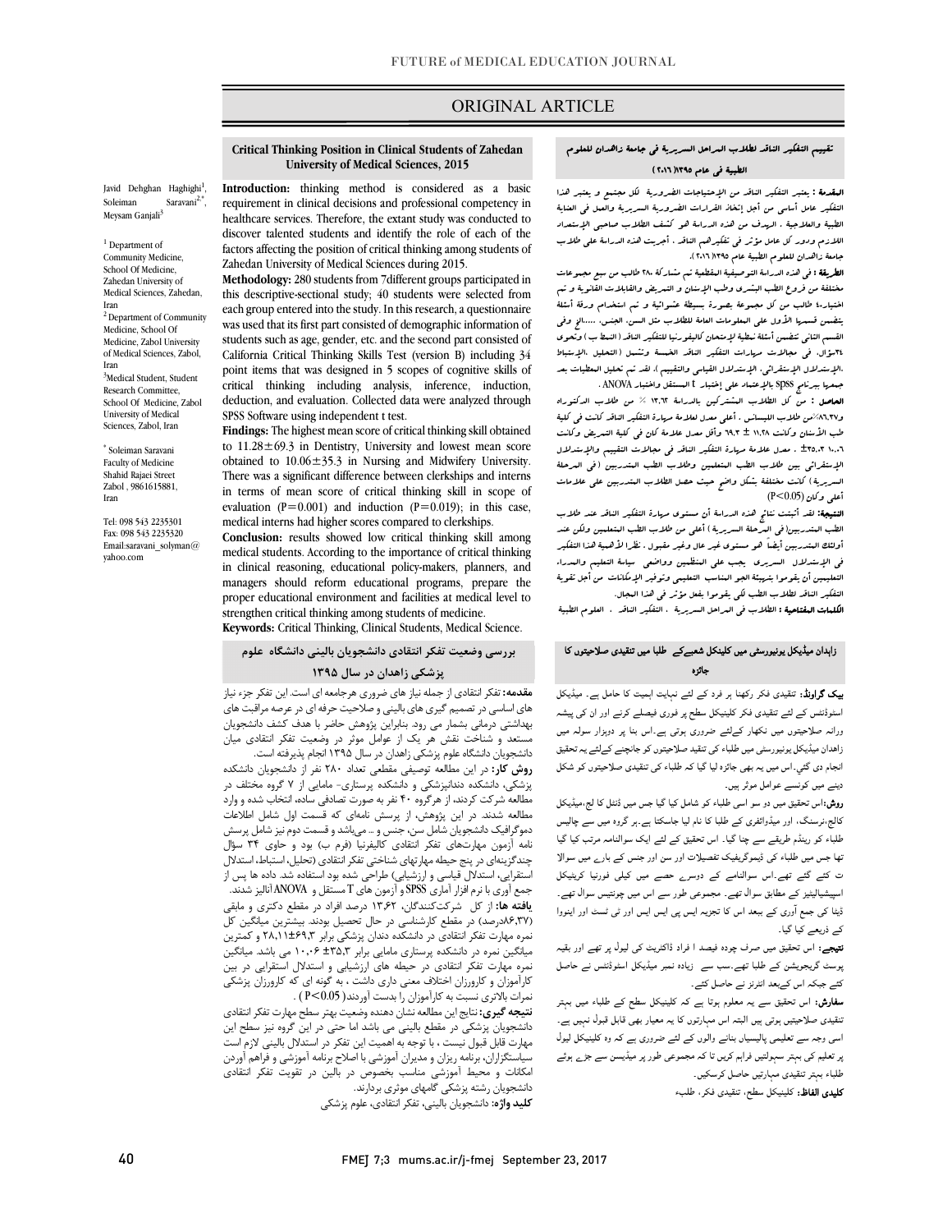# ORIGINAL ARTICLE

## Critical Thinking Position in Clinical Students of Zahedan University of Medical Sciences, 2015

Javid Dehghan Haghighi[1], Soleiman Saravani[2*], Meysam Ganjali[3]

[1] Department of Community Medicine, School Of Medicine, Zahedan University of Medical Sciences, Zahedan, Iran

[2] Department of Community Medicine, School Of Medicine, Zabol University of Medical Sciences, Zabol, Iran

[3]Medical Student, Student Research Committee, School Of Medicine, Zabol University of Medical Sciences, Zabol, Iran

* Soleiman Saravani
Faculty of Medicine
Shahid Rajaei Street
Zabol , 9861615881, Iran

Tel: 098 543 2235301
Fax: 098 543 2235320
Email:saravani_solyman@yahoo.com

**Introduction:** thinking method is considered as a basic requirement in clinical decisions and professional competency in healthcare services. Therefore, the extant study was conducted to discover talented students and identify the role of each of the factors affecting the position of critical thinking among students of Zahedan University of Medical Sciences during 2015.

**Methodology:** 280 students from 7different groups participated in this descriptive-sectional study; 40 students were selected from each group entered into the study. In this research, a questionnaire was used that its first part consisted of demographic information of students such as age, gender, etc. and the second part consisted of California Critical Thinking Skills Test (version B) including 34 point items that was designed in 5 scopes of cognitive skills of critical thinking including analysis, inference, induction, deduction, and evaluation. Collected data were analyzed through SPSS Software using independent t test.

**Findings:** The highest mean score of critical thinking skill obtained to 11.28±69.3 in Dentistry, University and lowest mean score obtained to 10.06±35.3 in Nursing and Midwifery University. There was a significant difference between clerkships and interns in terms of mean score of critical thinking skill in scope of evaluation (P=0.001) and induction (P=0.019); in this case, medical interns had higher scores compared to clerkships.

**Conclusion:** results showed low critical thinking skill among medical students. According to the importance of critical thinking in clinical reasoning, educational policy-makers, planners, and managers should reform educational programs, prepare the proper educational environment and facilities at medical level to strengthen critical thinking among students of medicine.

**Keywords:** Critical Thinking, Clinical Students, Medical Science.

## تقييم التفكير الناقد لطلاب المراحل السريرية في جامعة زاهدان للعلوم الطبية في عام ١٣٩٥(٢٠١٦)

**المقدمة :** يعتبر التفكير الناقد من الإحتياجات الضرورية لكل مجتمع و يعتبر هذا التفكير عامل أساسي من أجل إتخاذ القرارات الضرورية السريرية والعمل في العناية الطبية والعلاجية . الهدف من هذه الدراسة هو كشف الطلاب صاحبي الإستعداد اللازم ودور كل عامل مؤثر في تفكيرهم الناقد . أجريت هذه الدراسة على طلاب جامعة زاهدان للعلوم الطبية عام ١٣٩٥( ٢٠١٦ ).

**الطريقة :** في هذه الدراسة التوصيفية المقطعية تم مشاركة ٢٨٠ طالب من سبع مجموعات مختلفة من فروع الطب البشري وطب الإسنان و التمريض والقابلات القانونية و تم اختيار٤٠ طالب من كل مجموعة بصورة بسيطة عشوائية و تم استخدام ورقة أسئلة يتضمن قسمها الأول على المعلومات العامة للطلاب مثل السن، الجنس، ....الخ وفي القسم الثاني تتضمن أسئلة نمطية لإمتحان كاليفورنيا للتفكير الناقد (النمط ب) وتحوي ٣٤سؤال، في مجالات مهارات التفكير الناقد الخمسة وتشمل (التحليل، الإستنباط ،الإستدلال الإستقرائي، الإستدلال القياسي والتقييم). لقد تم تحليل المعطيات بعد جمعها ببرنامج spss بالإعتماد على إختبار t المستقل واختبار ANOVA .

**الحاصل :** من كل الطلاب المشاركين بالدراسة ١٣،٦٢ ٪ من طلاب الدكتوراه و٨٦،٣٧٪من طلاب الليسانس . أعلى معدل لعلامة مهارة التفكير الناقد كانت في كلية طب الأسنان وكانت ١١،٢٨ ± ٦٩،٣ وأقل معدل علامة كان في كلية التمريض وكانت ١٠،٠٦ ±٣٥،٣ . معدل علامة مهارة التفكير الناقد في مجالات التقييم والإستدلال الإستقرائي بين طلاب الطب المتعلمين وطلاب الطب المتدربين (في المرحلة السريرية ) كانت مختلفة بشكل واضح حيث حصل الطلاب المتدربين على علامات أعلى وكان (P<0.05)

**النتيجة:** لقد أثبتت نتائج هذه الدراسة أن مستوى مهارة التفكير الناقد عند طلاب الطب المتدربين(في المرحلة السريرية ) أعلى من طلاب الطب المتعلمين ولكن عند أولئك المتدربين أيضاً هو مستوى غير عال وغير مقبول . نظرا لأهمية هذا التفكير في الإستدلال السريري يجب على المنظمين وواضعي سياسة التعليم والمدراء التعليميين أن يقوموا بتهيئة الجو المناسب التعليمي وتوفير الإمكانات من أجل تقوية التفكير الناقد لطلاب الطب لكي يقوموا بفعل مؤثر في هذا المجال.

**الكلمات المفتاحية :** الطلاب في المراحل السريرية ، التفكير الناقد ، العلوم الطبية

## بررسی وضعیت تفکر انتقادی دانشجویان بالینی دانشگاه علوم پزشکی زاهدان در سال ۱۳۹۵

**مقدمه:** تفکر انتقادی از جمله نیاز های ضروری هرجامعه ای است. این تفکر جزء نیاز های اساسی در تصمیم گیری های بالینی و صلاحیت حرفه ای در عرصه مراقبت های بهداشتی درمانی بشمار می رود. بنابراین پژوهش حاضر با هدف کشف دانشجویان مستعد و شناخت نقش هر یک از عوامل موثر در وضعیت تفکر انتقادی میان دانشجویان دانشگاه علوم پزشکی زاهدان در سال ۱۳۹۵ انجام پذیرفته است.

**روش کار:** در این مطالعه توصیفی مقطعی تعداد ۲۸۰ نفر از دانشجویان دانشکده پزشکی، دانشکده دندانپزشکی و دانشکده پرستاری- مامایی از ۷ گروه مختلف در مطالعه شرکت کردند، از هرگروه ۴۰ نفر به صورت تصادفی ساده، انتخاب شده و وارد مطالعه شدند. در این پژوهش، از پرسش نامه‌ای که قسمت اول شامل اطلاعات دموگرافیک دانشجویان شامل سن، جنس و ... می‌باشد و قسمت دوم نیز شامل پرسش نامه آزمون مهارت‌های تفکر انتقادی کالیفرنیا (فرم ب) بود و حاوی ۳۴ سؤال چندگزینه‌ای در پنج حیطه مهارتهای شناختی تفکر انتقادی (تحلیل، استنباط، استدلال استقرایی، استدلال قیاسی و ارزشیابی) طراحی شده بود استفاده شد. داده ها پس از جمع آوری با نرم افزار آماری SPSS و آزمون های T مستقل و ANOVA آنالیز شدند.

**یافته ها:** از کل شرکت‌کنندگان، ۱۳،۶۲ درصد افراد در مقطع دکتری و مابقی (۸۶،۳۷درصد) در مقطع کارشناسی در حال تحصیل بودند. بیشترین میانگین کل نمره مهارت تفکر انتقادی در دانشکده دندان پزشکی برابر ۶۹،۳±۲۸،۱۱ و کمترین میانگین نمره در دانشکده پرستاری مامایی برابر ۳۵،۳± ۱۰،۰۶ می باشد. میانگین نمره مهارت تفکر انتقادی در حیطه های ارزشیابی و استدلال استقرایی در بین کارآموزان و کارورزان اختلاف معنی داری داشت ، به گونه ای که کارورزان پزشکی نمرات بالاتری نسبت به کارآموزان را بدست آوردند( P<0.05 ) .

**نتیجه گیری:** نتایج این مطالعه نشان دهنده وضعیت بهتر سطح مهارت تفکر انتقادی دانشجویان پزشکی در مقطع بالینی می باشد اما حتی در این گروه نیز سطح این مهارت قابل قبول نیست ، با توجه به اهمیت این تفکر در استدلال بالینی لازم است سیاستگزاران، برنامه ریزان و مدیران آموزشی با اصلاح برنامه آموزشی و فراهم آوردن امکانات و محیط آموزشی مناسب بخصوص در بالین در تقویت تفکر انتقادی دانشجویان رشته پزشکی گامهای موثری بردارند.

**کلید واژه:** دانشجویان بالینی، تفکر انتقادی، علوم پزشکی

## زاہدان میڈیکل یونیورسٹی میں کلینکل شعبےکے طلبا میں تنقیدی صلاحیتوں کا جائزہ

**بیک گراونڈ:** تنقیدی فکر رکھنا ہر فرد کے لئے نہایت اہمیت کا حامل ہے۔ میڈیکل اسٹوڈنٹس کے لئے تنقیدی فکر کلینیکل سطح پر فوری فیصلے کرنے اور ان کی پیشہ ورانہ صلاحیتوں میں نکھار کےلئے ضروری ہوتی ہے۔اس بنا پر دوہزار سولہ میں زاھدان میڈیکل یونیورسٹی میں طلباء کی تنقید صلاحیتوں کو جانچنے کےلئے یہ تحقیق انجام دی گئي۔اس میں یہ بھی جائزہ لیا گیا کہ طلباء کی تنقیدی صلاحیتوں کو شکل دینے میں کونسے عوامل موثر ہیں۔

**روش:**اس تحقیق میں دو سو اسی طلباء کو شامل کیا گيا جس میں ڈنٹل کا لج،میڈیکل کالج،نرسنگ، اور میڈوائفری کے طلبا کا نام لیا جاسکتا ہے۔ہر گروہ میں سے چالیس طلباء کو رینڈم طریقے سے چنا گيا۔ اس تحقیق کے لئے ایک سوالنامہ مرتب کیا گيا تھا جس میں طلباء کی ڈیموگرافیک تفصیلات اور سن اور جنس کے بارے میں سوالا ت کئے گئے تھے۔اس سوالنامے کے دوسرے حصے میں کیلی فورنیا کریٹیکل اسپیشیالیٹیز کے مطابق سوال تھے۔ مجموعی طور سے اس میں چونتیس سوال تھے۔ ڈیٹا کی جمع آوری کے بعد اس کا تجزیہ ایس پی ایس ایس اور ٹی ٹسٹ اور اینووا کے ذریعے کیا گيا۔

**نتیجے:** اس تحقیق میں صرف چودہ فیصد ا فراد ڈاکٹریٹ کی لیول پر تھے اور بقیہ پوسٹ گریجویشن کے طلبا تھے۔سب سے زیادہ نمبر میڈیکل اسٹوڈنٹس نے حاصل کئے جبکہ ان کےبعد انٹرنز نے حاصل کئے۔

**سفارش:** اس تحقیق سے یہ معلوم ہوتا ہے کہ کلینیکل سطح کے طلباء میں بہتر تنقیدی صلاحیتیں ہوتی ہیں البتہ ان مہارتوں کا یہ معیار بھی قابل قبول نہیں ہے۔ اسی وجہ سے تعلیمی پالیسیاں بنانے والوں کے لئے ضروری ہے کہ وہ کلینیکل لیول پر تعلیم کی بہتر سہولتیں فراہم کریں تا کہ مجموعی طور پر میڈیسن سے جڑے ہوئے طلباء بہتر تنقیدی مہارتیں حاصل کرسکیں۔

**کلیدی الفاظ:** کلینیکل سطح، تنقیدی فکر، طلبہ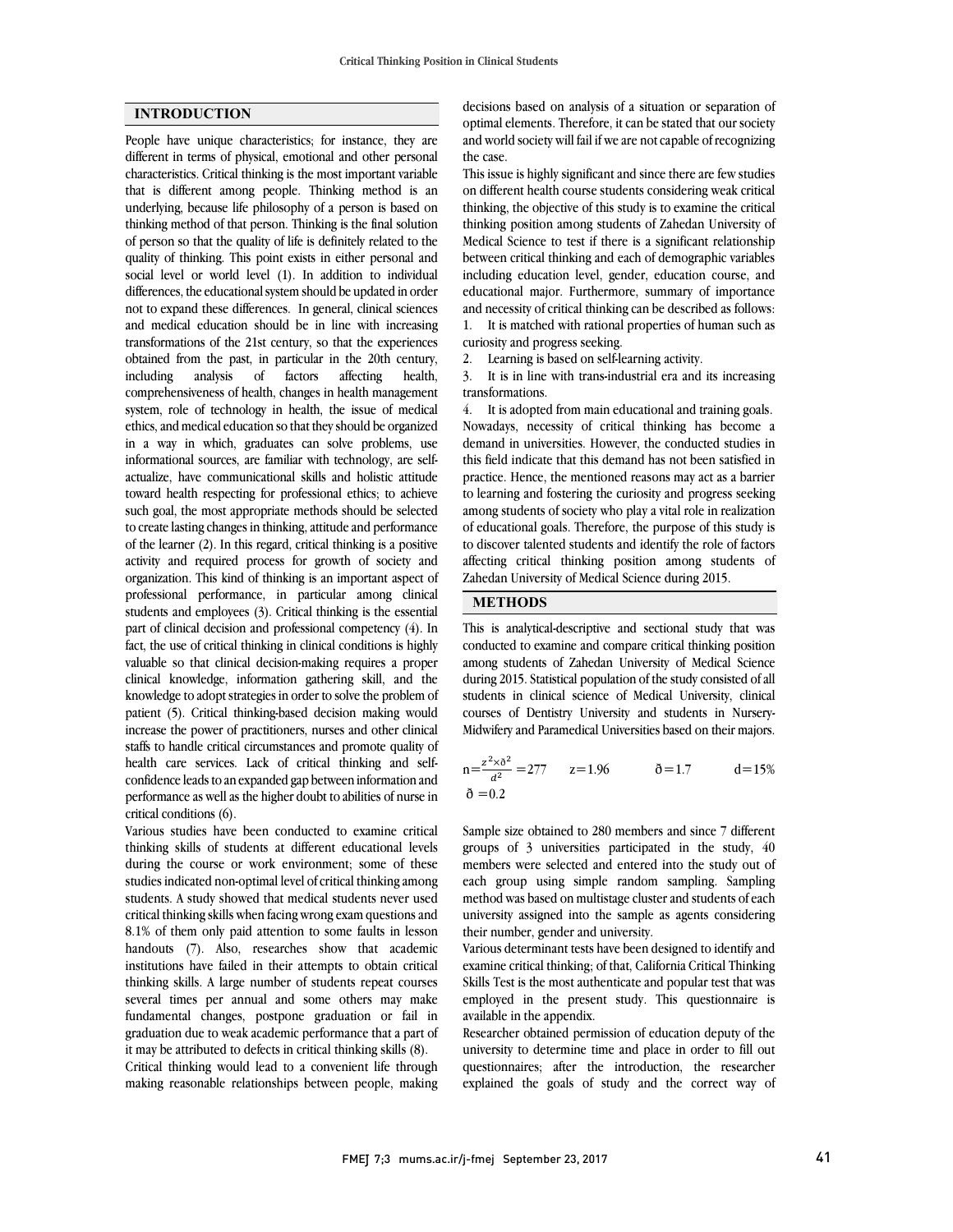## INTRODUCTION

People have unique characteristics; for instance, they are different in terms of physical, emotional and other personal characteristics. Critical thinking is the most important variable that is different among people. Thinking method is an underlying, because life philosophy of a person is based on thinking method of that person. Thinking is the final solution of person so that the quality of life is definitely related to the quality of thinking. This point exists in either personal and social level or world level (1). In addition to individual differences, the educational system should be updated in order not to expand these differences. In general, clinical sciences and medical education should be in line with increasing transformations of the 21st century, so that the experiences obtained from the past, in particular in the 20th century, including analysis of factors affecting health, comprehensiveness of health, changes in health management system, role of technology in health, the issue of medical ethics, and medical education so that they should be organized in a way in which, graduates can solve problems, use informational sources, are familiar with technology, are self-actualize, have communicational skills and holistic attitude toward health respecting for professional ethics; to achieve such goal, the most appropriate methods should be selected to create lasting changes in thinking, attitude and performance of the learner (2). In this regard, critical thinking is a positive activity and required process for growth of society and organization. This kind of thinking is an important aspect of professional performance, in particular among clinical students and employees (3). Critical thinking is the essential part of clinical decision and professional competency (4). In fact, the use of critical thinking in clinical conditions is highly valuable so that clinical decision-making requires a proper clinical knowledge, information gathering skill, and the knowledge to adopt strategies in order to solve the problem of patient (5). Critical thinking-based decision making would increase the power of practitioners, nurses and other clinical staffs to handle critical circumstances and promote quality of health care services. Lack of critical thinking and self-confidence leads to an expanded gap between information and performance as well as the higher doubt to abilities of nurse in critical conditions (6).

Various studies have been conducted to examine critical thinking skills of students at different educational levels during the course or work environment; some of these studies indicated non-optimal level of critical thinking among students. A study showed that medical students never used critical thinking skills when facing wrong exam questions and 8.1% of them only paid attention to some faults in lesson handouts (7). Also, researches show that academic institutions have failed in their attempts to obtain critical thinking skills. A large number of students repeat courses several times per annual and some others may make fundamental changes, postpone graduation or fail in graduation due to weak academic performance that a part of it may be attributed to defects in critical thinking skills (8).

Critical thinking would lead to a convenient life through making reasonable relationships between people, making decisions based on analysis of a situation or separation of optimal elements. Therefore, it can be stated that our society and world society will fail if we are not capable of recognizing the case.

This issue is highly significant and since there are few studies on different health course students considering weak critical thinking, the objective of this study is to examine the critical thinking position among students of Zahedan University of Medical Science to test if there is a significant relationship between critical thinking and each of demographic variables including education level, gender, education course, and educational major. Furthermore, summary of importance and necessity of critical thinking can be described as follows:

1. It is matched with rational properties of human such as curiosity and progress seeking.
2. Learning is based on self-learning activity.
3. It is in line with trans-industrial era and its increasing transformations.
4. It is adopted from main educational and training goals.

Nowadays, necessity of critical thinking has become a demand in universities. However, the conducted studies in this field indicate that this demand has not been satisfied in practice. Hence, the mentioned reasons may act as a barrier to learning and fostering the curiosity and progress seeking among students of society who play a vital role in realization of educational goals. Therefore, the purpose of this study is to discover talented students and identify the role of factors affecting critical thinking position among students of Zahedan University of Medical Science during 2015.

## METHODS

This is analytical-descriptive and sectional study that was conducted to examine and compare critical thinking position among students of Zahedan University of Medical Science during 2015. Statistical population of the study consisted of all students in clinical science of Medical University, clinical courses of Dentistry University and students in Nursery-Midwifery and Paramedical Universities based on their majors.

$$n=\frac{z^2\times ð^2}{d^2}=277 \qquad z=1.96 \qquad ð=1.7 \qquad d=15\%$$

$$ð=0.2$$

Sample size obtained to 280 members and since 7 different groups of 3 universities participated in the study, 40 members were selected and entered into the study out of each group using simple random sampling. Sampling method was based on multistage cluster and students of each university assigned into the sample as agents considering their number, gender and university.

Various determinant tests have been designed to identify and examine critical thinking; of that, California Critical Thinking Skills Test is the most authenticate and popular test that was employed in the present study. This questionnaire is available in the appendix.

Researcher obtained permission of education deputy of the university to determine time and place in order to fill out questionnaires; after the introduction, the researcher explained the goals of study and the correct way of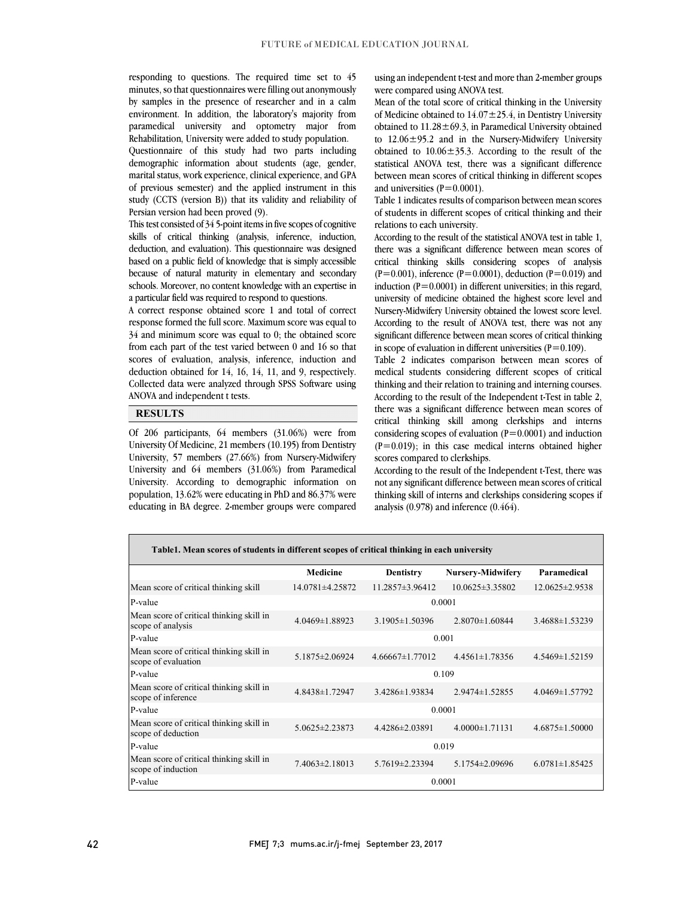responding to questions. The required time set to 45 minutes, so that questionnaires were filling out anonymously by samples in the presence of researcher and in a calm environment. In addition, the laboratory's majority from paramedical university and optometry major from Rehabilitation, University were added to study population.

Questionnaire of this study had two parts including demographic information about students (age, gender, marital status, work experience, clinical experience, and GPA of previous semester) and the applied instrument in this study (CCTS (version B)) that its validity and reliability of Persian version had been proved (9).

This test consisted of 34 5-point items in five scopes of cognitive skills of critical thinking (analysis, inference, induction, deduction, and evaluation). This questionnaire was designed based on a public field of knowledge that is simply accessible because of natural maturity in elementary and secondary schools. Moreover, no content knowledge with an expertise in a particular field was required to respond to questions.

A correct response obtained score 1 and total of correct response formed the full score. Maximum score was equal to 34 and minimum score was equal to 0; the obtained score from each part of the test varied between 0 and 16 so that scores of evaluation, analysis, inference, induction and deduction obtained for 14, 16, 14, 11, and 9, respectively. Collected data were analyzed through SPSS Software using ANOVA and independent t tests.

## RESULTS

Of 206 participants, 64 members (31.06%) were from University Of Medicine, 21 members (10.195) from Dentistry University, 57 members (27.66%) from Nursery-Midwifery University and 64 members (31.06%) from Paramedical University. According to demographic information on population, 13.62% were educating in PhD and 86.37% were educating in BA degree. 2-member groups were compared using an independent t-test and more than 2-member groups were compared using ANOVA test.

Mean of the total score of critical thinking in the University of Medicine obtained to 14.07±25.4, in Dentistry University obtained to 11.28±69.3, in Paramedical University obtained to 12.06±95.2 and in the Nursery-Midwifery University obtained to 10.06±35.3. According to the result of the statistical ANOVA test, there was a significant difference between mean scores of critical thinking in different scopes and universities (P=0.0001).

Table 1 indicates results of comparison between mean scores of students in different scopes of critical thinking and their relations to each university.

According to the result of the statistical ANOVA test in table 1, there was a significant difference between mean scores of critical thinking skills considering scopes of analysis (P=0.001), inference (P=0.0001), deduction (P=0.019) and induction (P=0.0001) in different universities; in this regard, university of medicine obtained the highest score level and Nursery-Midwifery University obtained the lowest score level. According to the result of ANOVA test, there was not any significant difference between mean scores of critical thinking in scope of evaluation in different universities (P=0.109).

Table 2 indicates comparison between mean scores of medical students considering different scopes of critical thinking and their relation to training and interning courses. According to the result of the Independent t-Test in table 2, there was a significant difference between mean scores of critical thinking skill among clerkships and interns considering scopes of evaluation (P=0.0001) and induction (P=0.019); in this case medical interns obtained higher scores compared to clerkships.

According to the result of the Independent t-Test, there was not any significant difference between mean scores of critical thinking skill of interns and clerkships considering scopes if analysis (0.978) and inference (0.464).

**Table1. Mean scores of students in different scopes of critical thinking in each university**

| | Medicine | Dentistry | Nursery-Midwifery | Paramedical |
|---|---|---|---|---|
| Mean score of critical thinking skill | 14.0781±4.25872 | 11.2857±3.96412 | 10.0625±3.35802 | 12.0625±2.9538 |
| P-value | 0.0001 | | | |
| Mean score of critical thinking skill in scope of analysis | 4.0469±1.88923 | 3.1905±1.50396 | 2.8070±1.60844 | 3.4688±1.53239 |
| P-value | 0.001 | | | |
| Mean score of critical thinking skill in scope of evaluation | 5.1875±2.06924 | 4.66667±1.77012 | 4.4561±1.78356 | 4.5469±1.52159 |
| P-value | 0.109 | | | |
| Mean score of critical thinking skill in scope of inference | 4.8438±1.72947 | 3.4286±1.93834 | 2.9474±1.52855 | 4.0469±1.57792 |
| P-value | 0.0001 | | | |
| Mean score of critical thinking skill in scope of deduction | 5.0625±2.23873 | 4.4286±2.03891 | 4.0000±1.71131 | 4.6875±1.50000 |
| P-value | 0.019 | | | |
| Mean score of critical thinking skill in scope of induction | 7.4063±2.18013 | 5.7619±2.23394 | 5.1754±2.09696 | 6.0781±1.85425 |
| P-value | 0.0001 | | | |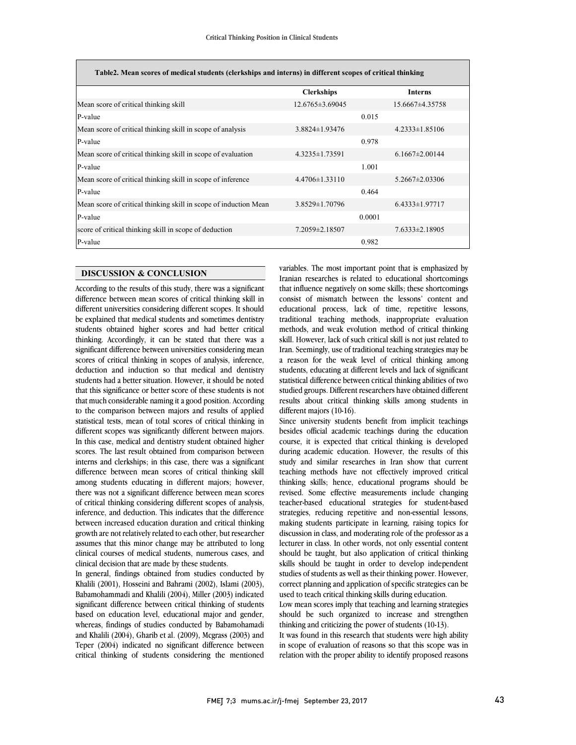| Table2. Mean scores of medical students (clerkships and interns) in different scopes of critical thinking | | | |
|---|---|---|---|
| | Clerkships | | Interns |
| Mean score of critical thinking skill | 12.6765±3.69045 | | 15.6667±4.35758 |
| P-value | | 0.015 | |
| Mean score of critical thinking skill in scope of analysis | 3.8824±1.93476 | | 4.2333±1.85106 |
| P-value | | 0.978 | |
| Mean score of critical thinking skill in scope of evaluation | 4.3235±1.73591 | | 6.1667±2.00144 |
| P-value | | 1.001 | |
| Mean score of critical thinking skill in scope of inference | 4.4706±1.33110 | | 5.2667±2.03306 |
| P-value | | 0.464 | |
| Mean score of critical thinking skill in scope of induction Mean | 3.8529±1.70796 | | 6.4333±1.97717 |
| P-value | | 0.0001 | |
| score of critical thinking skill in scope of deduction | 7.2059±2.18507 | | 7.6333±2.18905 |
| P-value | | 0.982 | |

## DISCUSSION & CONCLUSION

According to the results of this study, there was a significant difference between mean scores of critical thinking skill in different universities considering different scopes. It should be explained that medical students and sometimes dentistry students obtained higher scores and had better critical thinking. Accordingly, it can be stated that there was a significant difference between universities considering mean scores of critical thinking in scopes of analysis, inference, deduction and induction so that medical and dentistry students had a better situation. However, it should be noted that this significance or better score of these students is not that much considerable naming it a good position. According to the comparison between majors and results of applied statistical tests, mean of total scores of critical thinking in different scopes was significantly different between majors. In this case, medical and dentistry student obtained higher scores. The last result obtained from comparison between interns and clerkships; in this case, there was a significant difference between mean scores of critical thinking skill among students educating in different majors; however, there was not a significant difference between mean scores of critical thinking considering different scopes of analysis, inference, and deduction. This indicates that the difference between increased education duration and critical thinking growth are not relatively related to each other, but researcher assumes that this minor change may be attributed to long clinical courses of medical students, numerous cases, and clinical decision that are made by these students.

In general, findings obtained from studies conducted by Khalili (2001), Hosseini and Bahrami (2002), Islami (2003), Babamohammadi and Khalili (2004), Miller (2003) indicated significant difference between critical thinking of students based on education level, educational major and gender, whereas, findings of studies conducted by Babamohamadi and Khalili (2004), Gharib et al. (2009), Mcgrass (2003) and Teper (2004) indicated no significant difference between critical thinking of students considering the mentioned variables. The most important point that is emphasized by Iranian researches is related to educational shortcomings that influence negatively on some skills; these shortcomings consist of mismatch between the lessons' content and educational process, lack of time, repetitive lessons, traditional teaching methods, inappropriate evaluation methods, and weak evolution method of critical thinking skill. However, lack of such critical skill is not just related to Iran. Seemingly, use of traditional teaching strategies may be a reason for the weak level of critical thinking among students, educating at different levels and lack of significant statistical difference between critical thinking abilities of two studied groups. Different researchers have obtained different results about critical thinking skills among students in different majors (10-16).

Since university students benefit from implicit teachings besides official academic teachings during the education course, it is expected that critical thinking is developed during academic education. However, the results of this study and similar researches in Iran show that current teaching methods have not effectively improved critical thinking skills; hence, educational programs should be revised. Some effective measurements include changing teacher-based educational strategies for student-based strategies, reducing repetitive and non-essential lessons, making students participate in learning, raising topics for discussion in class, and moderating role of the professor as a lecturer in class. In other words, not only essential content should be taught, but also application of critical thinking skills should be taught in order to develop independent studies of students as well as their thinking power. However, correct planning and application of specific strategies can be used to teach critical thinking skills during education.

Low mean scores imply that teaching and learning strategies should be such organized to increase and strengthen thinking and criticizing the power of students (10-13).

It was found in this research that students were high ability in scope of evaluation of reasons so that this scope was in relation with the proper ability to identify proposed reasons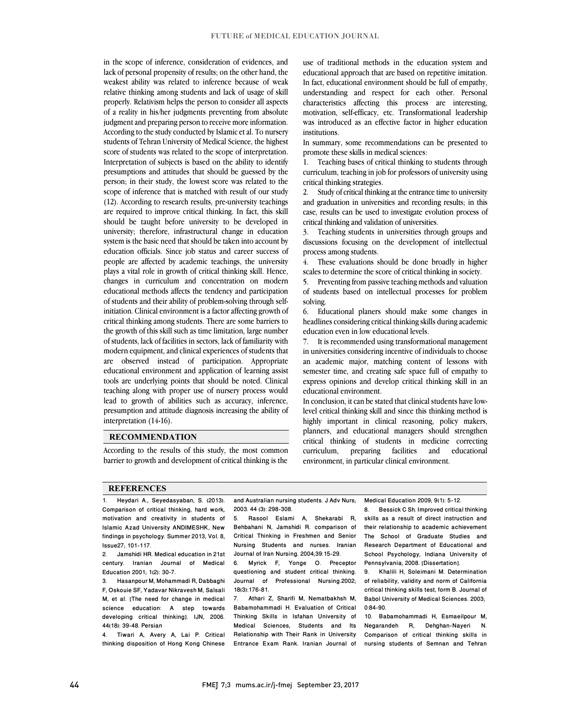in the scope of inference, consideration of evidences, and lack of personal propensity of results; on the other hand, the weakest ability was related to inference because of weak relative thinking among students and lack of usage of skill properly. Relativism helps the person to consider all aspects of a reality in his/her judgments preventing from absolute judgment and preparing person to receive more information. According to the study conducted by Islamic et al. To nursery students of Tehran University of Medical Science, the highest score of students was related to the scope of interpretation. Interpretation of subjects is based on the ability to identify presumptions and attitudes that should be guessed by the person; in their study, the lowest score was related to the scope of inference that is matched with result of our study (12). According to research results, pre-university teachings are required to improve critical thinking. In fact, this skill should be taught before university to be developed in university; therefore, infrastructural change in education system is the basic need that should be taken into account by education officials. Since job status and career success of people are affected by academic teachings, the university plays a vital role in growth of critical thinking skill. Hence, changes in curriculum and concentration on modern educational methods affects the tendency and participation of students and their ability of problem-solving through self-initiation. Clinical environment is a factor affecting growth of critical thinking among students. There are some barriers to the growth of this skill such as time limitation, large number of students, lack of facilities in sectors, lack of familiarity with modern equipment, and clinical experiences of students that are observed instead of participation. Appropriate educational environment and application of learning assist tools are underlying points that should be noted. Clinical teaching along with proper use of nursery process would lead to growth of abilities such as accuracy, inference, presumption and attitude diagnosis increasing the ability of interpretation (14-16).

## RECOMMENDATION

According to the results of this study, the most common barrier to growth and development of critical thinking is the use of traditional methods in the education system and educational approach that are based on repetitive imitation. In fact, educational environment should be full of empathy, understanding and respect for each other. Personal characteristics affecting this process are interesting, motivation, self-efficacy, etc. Transformational leadership was introduced as an effective factor in higher education institutions.

In summary, some recommendations can be presented to promote these skills in medical sciences:

1. Teaching bases of critical thinking to students through curriculum, teaching in job for professors of university using critical thinking strategies.
2. Study of critical thinking at the entrance time to university and graduation in universities and recording results; in this case, results can be used to investigate evolution process of critical thinking and validation of universities.
3. Teaching students in universities through groups and discussions focusing on the development of intellectual process among students.
4. These evaluations should be done broadly in higher scales to determine the score of critical thinking in society.
5. Preventing from passive teaching methods and valuation of students based on intellectual processes for problem solving.
6. Educational planers should make some changes in headlines considering critical thinking skills during academic education even in low educational levels.
7. It is recommended using transformational management in universities considering incentive of individuals to choose an academic major, matching content of lessons with semester time, and creating safe space full of empathy to express opinions and develop critical thinking skill in an educational environment.

In conclusion, it can be stated that clinical students have low-level critical thinking skill and since this thinking method is highly important in clinical reasoning, policy makers, planners, and educational managers should strengthen critical thinking of students in medicine correcting curriculum, preparing facilities and educational environment, in particular clinical environment.

## REFERENCES

1. Heydari A., Seyedasyaban, S. (2013). Comparison of critical thinking, hard work, motivation and creativity in students of Islamic Azad University ANDIMESHK, New findings in psychology. Summer 2013, Vol. 8, Issue27; 101-117.
2. Jamshidi HR. Medical education in 21st century. Iranian Journal of Medical Education 2001; 1(2): 30-7.
3. Hasanpour M, Mohammadi R, Dabbaghi F, Oskouie SF, Yadavar Nikravesh M, Salsali M, et al. [The need for change in medical science education: A step towards developing critical thinking]. IJN, 2006. 44(18): 39-48. Persian
4. Tiwari A, Avery A, Lai P. Critical thinking disposition of Hong Kong Chinese and Australian nursing students. J Adv Nurs; 2003. 44 (3): 298-308.
5. Rasool Eslami A, Shekarabi R, Behbahani N, Jamshidi R. comparison of Critical Thinking in Freshmen and Senior Nursing Students and nurses. Iranian Journal of Iran Nursing. 2004;39:15-29.
6. Myrick F, Yonge O. Preceptor questioning and student critical thinking. Journal of Professional Nursing.2002; 18(3):176-81.
7. Athari Z, Sharifi M, Nematbakhsh M, Babamohammadi H. Evaluation of Critical Thinking Skills in Isfahan University of Medical Sciences, Students and Its Relationship with Their Rank in University Entrance Exam Rank. Iranian Journal of Medical Education 2009; 9(1): 5-12.
8. Bessick C Sh. Improved critical thinking skills as a result of direct instruction and their relationship to academic achievement The School of Graduate Studies and Research Department of Educational and School Psychology, Indiana University of Pennsylvania; 2008. [Dissertation].
9. Khalili H, Soleimani M. Determination of reliability, validity and norm of California critical thinking skills test, form B. Journal of Babol University of Medical Sciences. 2003; 0:84-90.
10. Babamohammadi H, Esmaeilpour M, Negarandeh R, Dehghan-Nayeri N. Comparison of critical thinking skills in nursing students of Semnan and Tehran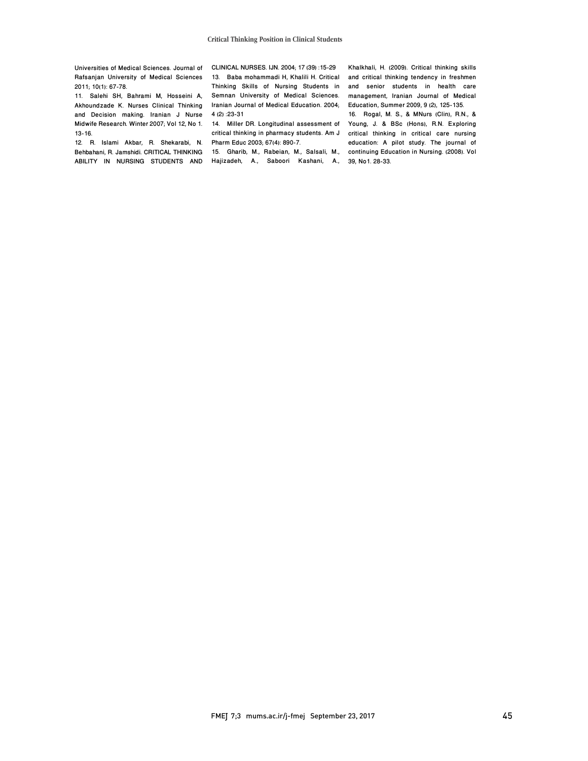Universities of Medical Sciences. Journal of Rafsanjan University of Medical Sciences 2011; 10(1): 67-78.

11. Salehi SH, Bahrami M, Hosseini A, Akhoundzade K. Nurses Clinical Thinking and Decision making. Iranian J Nurse Midwife Research. Winter 2007; Vol 12, No 1. 13-16.

12. R. Islami Akbar, R. Shekarabi, N. Behbahani, R. Jamshidi. CRITICAL THINKING ABILITY IN NURSING STUDENTS AND CLINICAL NURSES. IJN. 2004; 17 (39) :15-29

13. Baba mohammadi H, Khalili H. Critical Thinking Skills of Nursing Students in Semnan University of Medical Sciences. Iranian Journal of Medical Education. 2004; 4 (2) :23-31

14. Miller DR. Longitudinal assessment of critical thinking in pharmacy students. Am J Pharm Educ 2003; 67(4): 890-7.

15. Gharib, M., Rabeian, M., Salsali, M., Hajizadeh, A., Saboori Kashani, A., Khalkhali, H. (2009). Critical thinking skills and critical thinking tendency in freshmen and senior students in health care management, Iranian Journal of Medical Education, Summer 2009, 9 (2), 125-135.

16. Rogal, M. S., & MNurs (Clin), R.N., & Young, J. & BSc (Hons), R.N. Exploring critical thinking in critical care nursing education: A pilot study. The journal of continuing Education in Nursing. (2008). Vol 39, No1. 28-33.